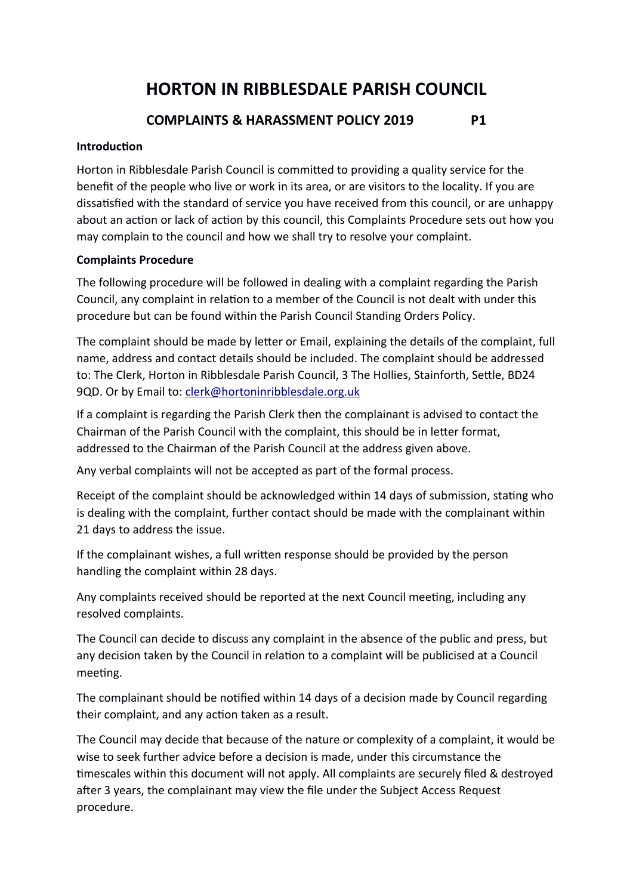# HORTON IN RIBBLESDALE PARISH COUNCIL

## COMPLAINTS & HARASSMENT POLICY 2019 P1

**Introduction**

Horton in Ribblesdale Parish Council is committed to providing a quality service for the benefit of the people who live or work in its area, or are visitors to the locality. If you are dissatisfied with the standard of service you have received from this council, or are unhappy about an action or lack of action by this council, this Complaints Procedure sets out how you may complain to the council and how we shall try to resolve your complaint.

**Complaints Procedure**

The following procedure will be followed in dealing with a complaint regarding the Parish Council, any complaint in relation to a member of the Council is not dealt with under this procedure but can be found within the Parish Council Standing Orders Policy.

The complaint should be made by letter or Email, explaining the details of the complaint, full name, address and contact details should be included. The complaint should be addressed to: The Clerk, Horton in Ribblesdale Parish Council, 3 The Hollies, Stainforth, Settle, BD24 9QD. Or by Email to: [clerk@hortoninribblesdale.org.uk](mailto:clerk@hortoninribblesdale.org.uk)

If a complaint is regarding the Parish Clerk then the complainant is advised to contact the Chairman of the Parish Council with the complaint, this should be in letter format, addressed to the Chairman of the Parish Council at the address given above.

Any verbal complaints will not be accepted as part of the formal process.

Receipt of the complaint should be acknowledged within 14 days of submission, stating who is dealing with the complaint, further contact should be made with the complainant within 21 days to address the issue.

If the complainant wishes, a full written response should be provided by the person handling the complaint within 28 days.

Any complaints received should be reported at the next Council meeting, including any resolved complaints.

The Council can decide to discuss any complaint in the absence of the public and press, but any decision taken by the Council in relation to a complaint will be publicised at a Council meeting.

The complainant should be notified within 14 days of a decision made by Council regarding their complaint, and any action taken as a result.

The Council may decide that because of the nature or complexity of a complaint, it would be wise to seek further advice before a decision is made, under this circumstance the timescales within this document will not apply. All complaints are securely filed & destroyed after 3 years, the complainant may view the file under the Subject Access Request procedure.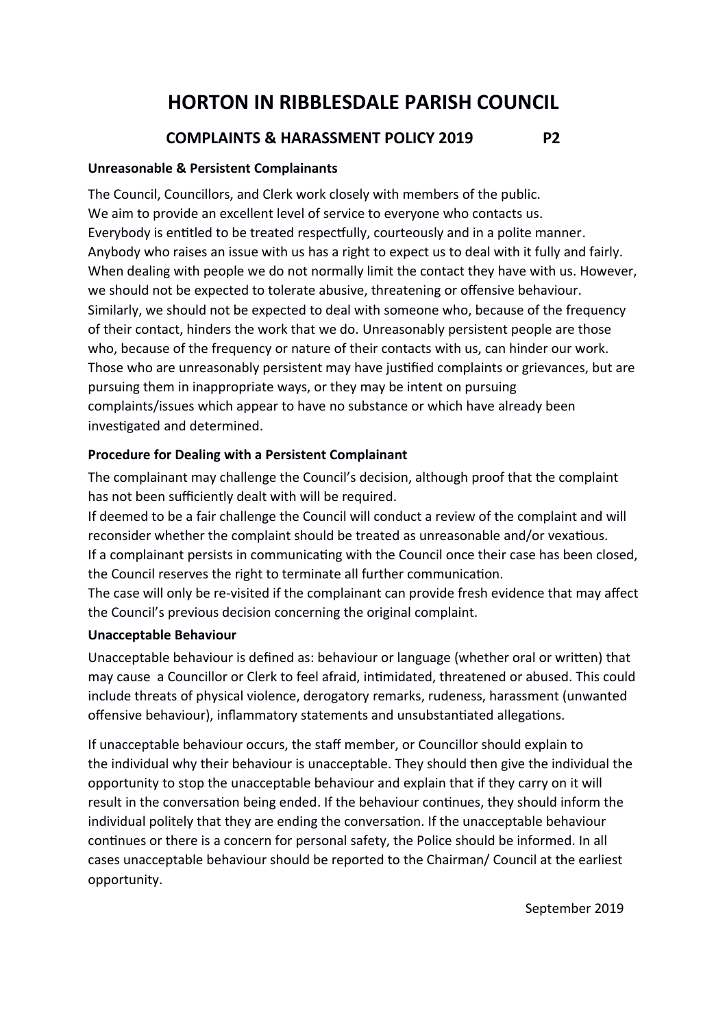# HORTON IN RIBBLESDALE PARISH COUNCIL

## COMPLAINTS & HARASSMENT POLICY 2019 P2

**Unreasonable & Persistent Complainants**

The Council, Councillors, and Clerk work closely with members of the public.
We aim to provide an excellent level of service to everyone who contacts us.
Everybody is entitled to be treated respectfully, courteously and in a polite manner.
Anybody who raises an issue with us has a right to expect us to deal with it fully and fairly.
When dealing with people we do not normally limit the contact they have with us. However, we should not be expected to tolerate abusive, threatening or offensive behaviour.
Similarly, we should not be expected to deal with someone who, because of the frequency of their contact, hinders the work that we do. Unreasonably persistent people are those who, because of the frequency or nature of their contacts with us, can hinder our work.
Those who are unreasonably persistent may have justified complaints or grievances, but are pursuing them in inappropriate ways, or they may be intent on pursuing complaints/issues which appear to have no substance or which have already been investigated and determined.

**Procedure for Dealing with a Persistent Complainant**

The complainant may challenge the Council's decision, although proof that the complaint has not been sufficiently dealt with will be required.
If deemed to be a fair challenge the Council will conduct a review of the complaint and will reconsider whether the complaint should be treated as unreasonable and/or vexatious.
If a complainant persists in communicating with the Council once their case has been closed, the Council reserves the right to terminate all further communication.
The case will only be re-visited if the complainant can provide fresh evidence that may affect the Council's previous decision concerning the original complaint.

**Unacceptable Behaviour**

Unacceptable behaviour is defined as: behaviour or language (whether oral or written) that may cause a Councillor or Clerk to feel afraid, intimidated, threatened or abused. This could include threats of physical violence, derogatory remarks, rudeness, harassment (unwanted offensive behaviour), inflammatory statements and unsubstantiated allegations.

If unacceptable behaviour occurs, the staff member, or Councillor should explain to the individual why their behaviour is unacceptable. They should then give the individual the opportunity to stop the unacceptable behaviour and explain that if they carry on it will result in the conversation being ended. If the behaviour continues, they should inform the individual politely that they are ending the conversation. If the unacceptable behaviour continues or there is a concern for personal safety, the Police should be informed. In all cases unacceptable behaviour should be reported to the Chairman/ Council at the earliest opportunity.

September 2019